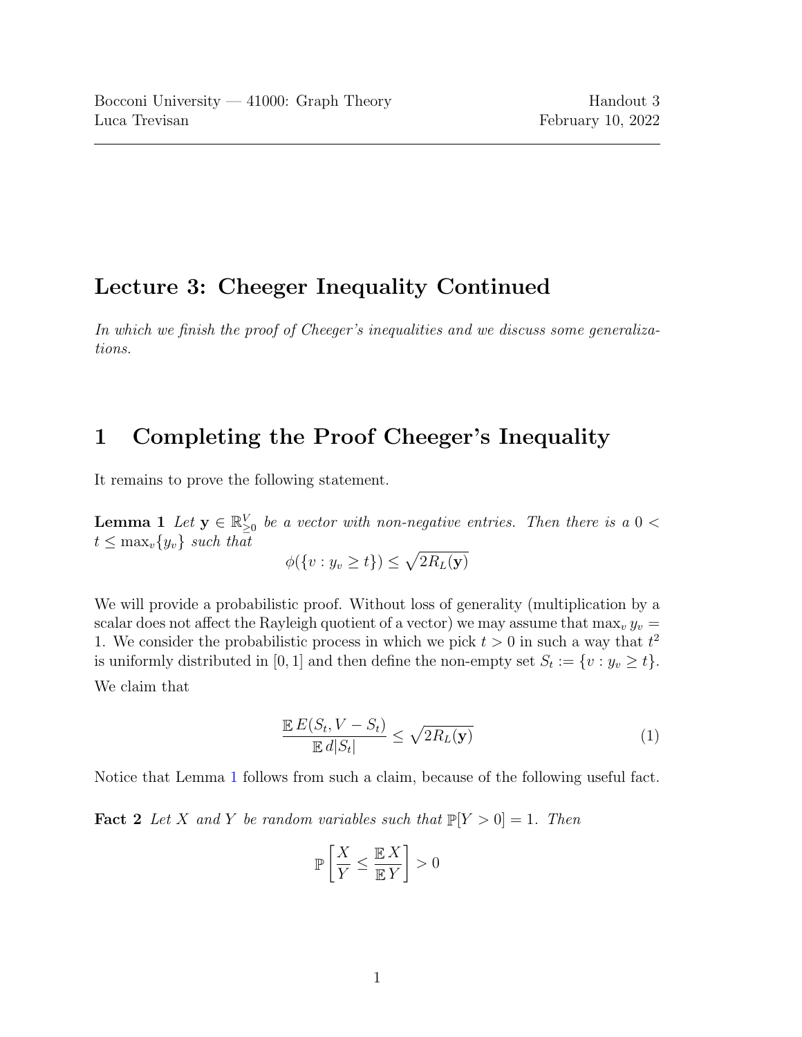Bocconi University — 41000: Graph Theory  
Luca Trevisan

Handout 3  
February 10, 2022

# Lecture 3: Cheeger Inequality Continued

*In which we finish the proof of Cheeger's inequalities and we discuss some generalizations.*

## 1 Completing the Proof Cheeger's Inequality

It remains to prove the following statement.

**Lemma 1** *Let $\mathbf{y} \in \mathbb{R}^V_{\geq 0}$ be a vector with non-negative entries. Then there is a $0 < t \leq \max_v \{y_v\}$ such that*

$$\phi(\{v : y_v \geq t\}) \leq \sqrt{2R_L(\mathbf{y})}$$

We will provide a probabilistic proof. Without loss of generality (multiplication by a scalar does not affect the Rayleigh quotient of a vector) we may assume that $\max_v y_v = 1$. We consider the probabilistic process in which we pick $t > 0$ in such a way that $t^2$ is uniformly distributed in $[0, 1]$ and then define the non-empty set $S_t := \{v : y_v \geq t\}$.

We claim that

$$\frac{\mathbb{E}\, E(S_t, V - S_t)}{\mathbb{E}\, d|S_t|} \leq \sqrt{2R_L(\mathbf{y})} \tag{1}$$

Notice that Lemma 1 follows from such a claim, because of the following useful fact.

**Fact 2** *Let $X$ and $Y$ be random variables such that $\mathbb{P}[Y > 0] = 1$. Then*

$$\mathbb{P}\left[\frac{X}{Y} \leq \frac{\mathbb{E}\, X}{\mathbb{E}\, Y}\right] > 0$$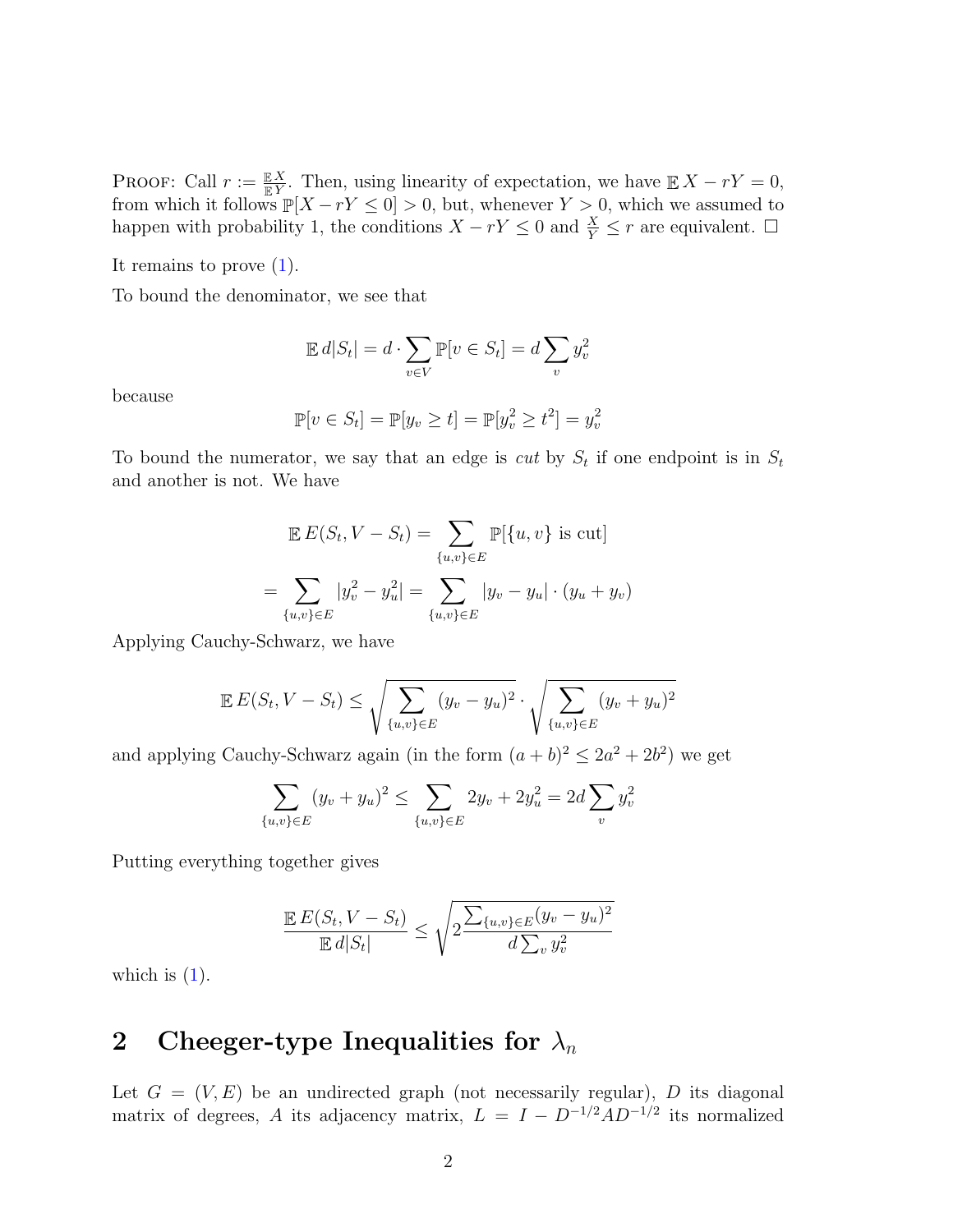PROOF: Call $r := \frac{\mathbb{E} X}{\mathbb{E} Y}$. Then, using linearity of expectation, we have $\mathbb{E} X - rY = 0$, from which it follows $\mathbb{P}[X - rY \leq 0] > 0$, but, whenever $Y > 0$, which we assumed to happen with probability 1, the conditions $X - rY \leq 0$ and $\frac{X}{Y} \leq r$ are equivalent. □

It remains to prove (1).

To bound the denominator, we see that

$$\mathbb{E}\, d|S_t| = d \cdot \sum_{v \in V} \mathbb{P}[v \in S_t] = d \sum_v y_v^2$$

because

$$\mathbb{P}[v \in S_t] = \mathbb{P}[y_v \geq t] = \mathbb{P}[y_v^2 \geq t^2] = y_v^2$$

To bound the numerator, we say that an edge is *cut* by $S_t$ if one endpoint is in $S_t$ and another is not. We have

$$\mathbb{E}\, E(S_t, V - S_t) = \sum_{\{u,v\} \in E} \mathbb{P}[\{u,v\} \text{ is cut}]$$

$$= \sum_{\{u,v\} \in E} |y_v^2 - y_u^2| = \sum_{\{u,v\} \in E} |y_v - y_u| \cdot (y_u + y_v)$$

Applying Cauchy-Schwarz, we have

$$\mathbb{E}\, E(S_t, V - S_t) \leq \sqrt{\sum_{\{u,v\} \in E} (y_v - y_u)^2} \cdot \sqrt{\sum_{\{u,v\} \in E} (y_v + y_u)^2}$$

and applying Cauchy-Schwarz again (in the form $(a+b)^2 \leq 2a^2 + 2b^2$) we get

$$\sum_{\{u,v\} \in E} (y_v + y_u)^2 \leq \sum_{\{u,v\} \in E} 2y_v + 2y_u^2 = 2d \sum_v y_v^2$$

Putting everything together gives

$$\frac{\mathbb{E}\, E(S_t, V - S_t)}{\mathbb{E}\, d|S_t|} \leq \sqrt{2 \frac{\sum_{\{u,v\} \in E} (y_v - y_u)^2}{d \sum_v y_v^2}}$$

which is (1).

## 2 Cheeger-type Inequalities for $\lambda_n$

Let $G = (V, E)$ be an undirected graph (not necessarily regular), $D$ its diagonal matrix of degrees, $A$ its adjacency matrix, $L = I - D^{-1/2} A D^{-1/2}$ its normalized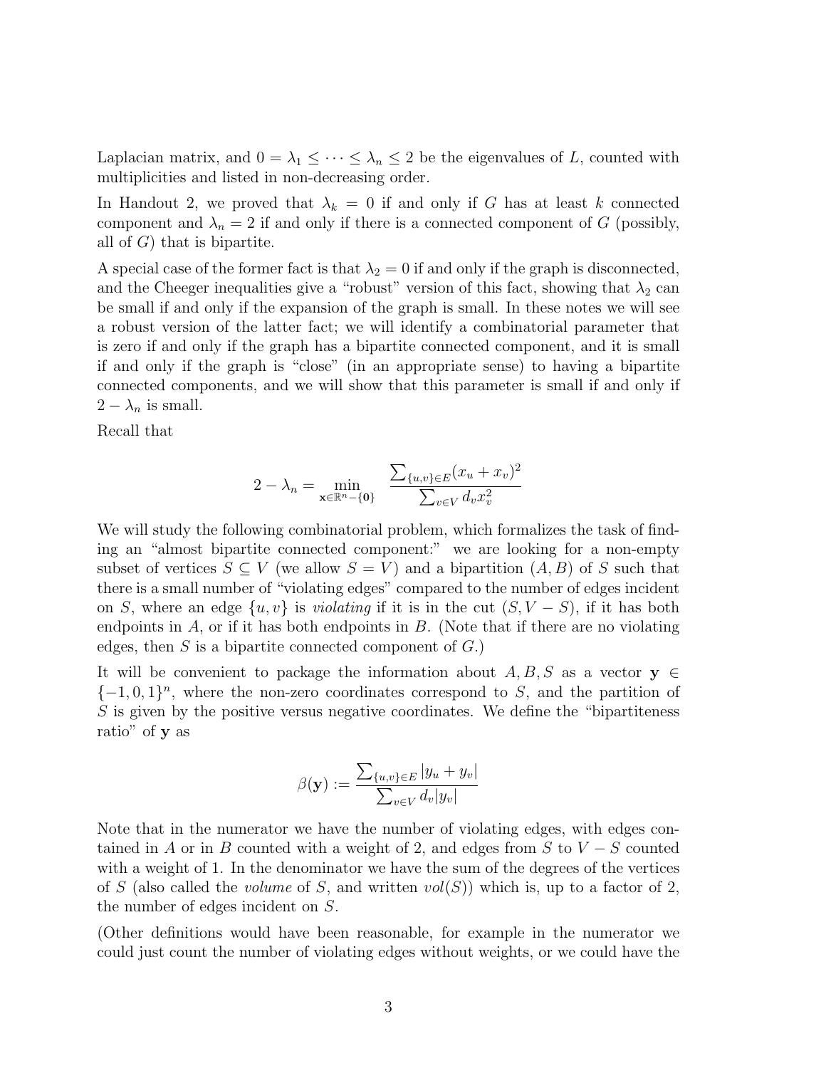Laplacian matrix, and $0 = \lambda_1 \leq \cdots \leq \lambda_n \leq 2$ be the eigenvalues of $L$, counted with multiplicities and listed in non-decreasing order.

In Handout 2, we proved that $\lambda_k = 0$ if and only if $G$ has at least $k$ connected component and $\lambda_n = 2$ if and only if there is a connected component of $G$ (possibly, all of $G$) that is bipartite.

A special case of the former fact is that $\lambda_2 = 0$ if and only if the graph is disconnected, and the Cheeger inequalities give a "robust" version of this fact, showing that $\lambda_2$ can be small if and only if the expansion of the graph is small. In these notes we will see a robust version of the latter fact; we will identify a combinatorial parameter that is zero if and only if the graph has a bipartite connected component, and it is small if and only if the graph is "close" (in an appropriate sense) to having a bipartite connected components, and we will show that this parameter is small if and only if $2 - \lambda_n$ is small.

Recall that

$$2 - \lambda_n = \min_{\mathbf{x} \in \mathbb{R}^n - \{\mathbf{0}\}} \frac{\sum_{\{u,v\} \in E} (x_u + x_v)^2}{\sum_{v \in V} d_v x_v^2}$$

We will study the following combinatorial problem, which formalizes the task of finding an "almost bipartite connected component:" we are looking for a non-empty subset of vertices $S \subseteq V$ (we allow $S = V$) and a bipartition $(A, B)$ of $S$ such that there is a small number of "violating edges" compared to the number of edges incident on $S$, where an edge $\{u, v\}$ is *violating* if it is in the cut $(S, V - S)$, if it has both endpoints in $A$, or if it has both endpoints in $B$. (Note that if there are no violating edges, then $S$ is a bipartite connected component of $G$.)

It will be convenient to package the information about $A, B, S$ as a vector $\mathbf{y} \in \{-1, 0, 1\}^n$, where the non-zero coordinates correspond to $S$, and the partition of $S$ is given by the positive versus negative coordinates. We define the "bipartiteness ratio" of $\mathbf{y}$ as

$$\beta(\mathbf{y}) := \frac{\sum_{\{u,v\} \in E} |y_u + y_v|}{\sum_{v \in V} d_v |y_v|}$$

Note that in the numerator we have the number of violating edges, with edges contained in $A$ or in $B$ counted with a weight of 2, and edges from $S$ to $V - S$ counted with a weight of 1. In the denominator we have the sum of the degrees of the vertices of $S$ (also called the *volume* of $S$, and written $vol(S)$) which is, up to a factor of 2, the number of edges incident on $S$.

(Other definitions would have been reasonable, for example in the numerator we could just count the number of violating edges without weights, or we could have the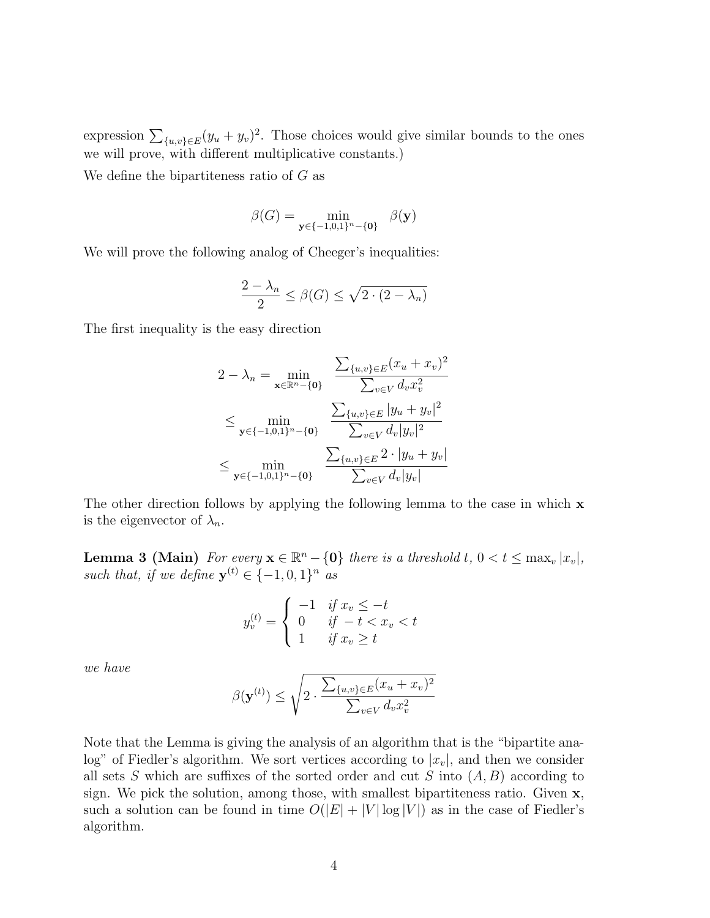expression $\sum_{\{u,v\}\in E}(y_u + y_v)^2$. Those choices would give similar bounds to the ones we will prove, with different multiplicative constants.)

We define the bipartiteness ratio of $G$ as

$$\beta(G) = \min_{\mathbf{y}\in\{-1,0,1\}^n - \{\mathbf{0}\}} \beta(\mathbf{y})$$

We will prove the following analog of Cheeger's inequalities:

$$\frac{2-\lambda_n}{2} \leq \beta(G) \leq \sqrt{2\cdot(2-\lambda_n)}$$

The first inequality is the easy direction

$$\begin{aligned}
2 - \lambda_n &= \min_{\mathbf{x}\in\mathbb{R}^n - \{\mathbf{0}\}} \frac{\sum_{\{u,v\}\in E}(x_u + x_v)^2}{\sum_{v\in V} d_v x_v^2} \\
&\leq \min_{\mathbf{y}\in\{-1,0,1\}^n - \{\mathbf{0}\}} \frac{\sum_{\{u,v\}\in E}|y_u + y_v|^2}{\sum_{v\in V} d_v |y_v|^2} \\
&\leq \min_{\mathbf{y}\in\{-1,0,1\}^n - \{\mathbf{0}\}} \frac{\sum_{\{u,v\}\in E} 2\cdot|y_u + y_v|}{\sum_{v\in V} d_v |y_v|}
\end{aligned}$$

The other direction follows by applying the following lemma to the case in which $\mathbf{x}$ is the eigenvector of $\lambda_n$.

**Lemma 3 (Main)** *For every $\mathbf{x}\in\mathbb{R}^n - \{\mathbf{0}\}$ there is a threshold $t$, $0 < t \leq \max_v |x_v|$, such that, if we define $\mathbf{y}^{(t)} \in \{-1,0,1\}^n$ as*

$$y_v^{(t)} = \begin{cases} -1 & \text{if } x_v \leq -t \\ 0 & \text{if } -t < x_v < t \\ 1 & \text{if } x_v \geq t \end{cases}$$

*we have*

$$\beta(\mathbf{y}^{(t)}) \leq \sqrt{2\cdot\frac{\sum_{\{u,v\}\in E}(x_u + x_v)^2}{\sum_{v\in V} d_v x_v^2}}$$

Note that the Lemma is giving the analysis of an algorithm that is the "bipartite analog" of Fiedler's algorithm. We sort vertices according to $|x_v|$, and then we consider all sets $S$ which are suffixes of the sorted order and cut $S$ into $(A,B)$ according to sign. We pick the solution, among those, with smallest bipartiteness ratio. Given $\mathbf{x}$, such a solution can be found in time $O(|E| + |V|\log|V|)$ as in the case of Fiedler's algorithm.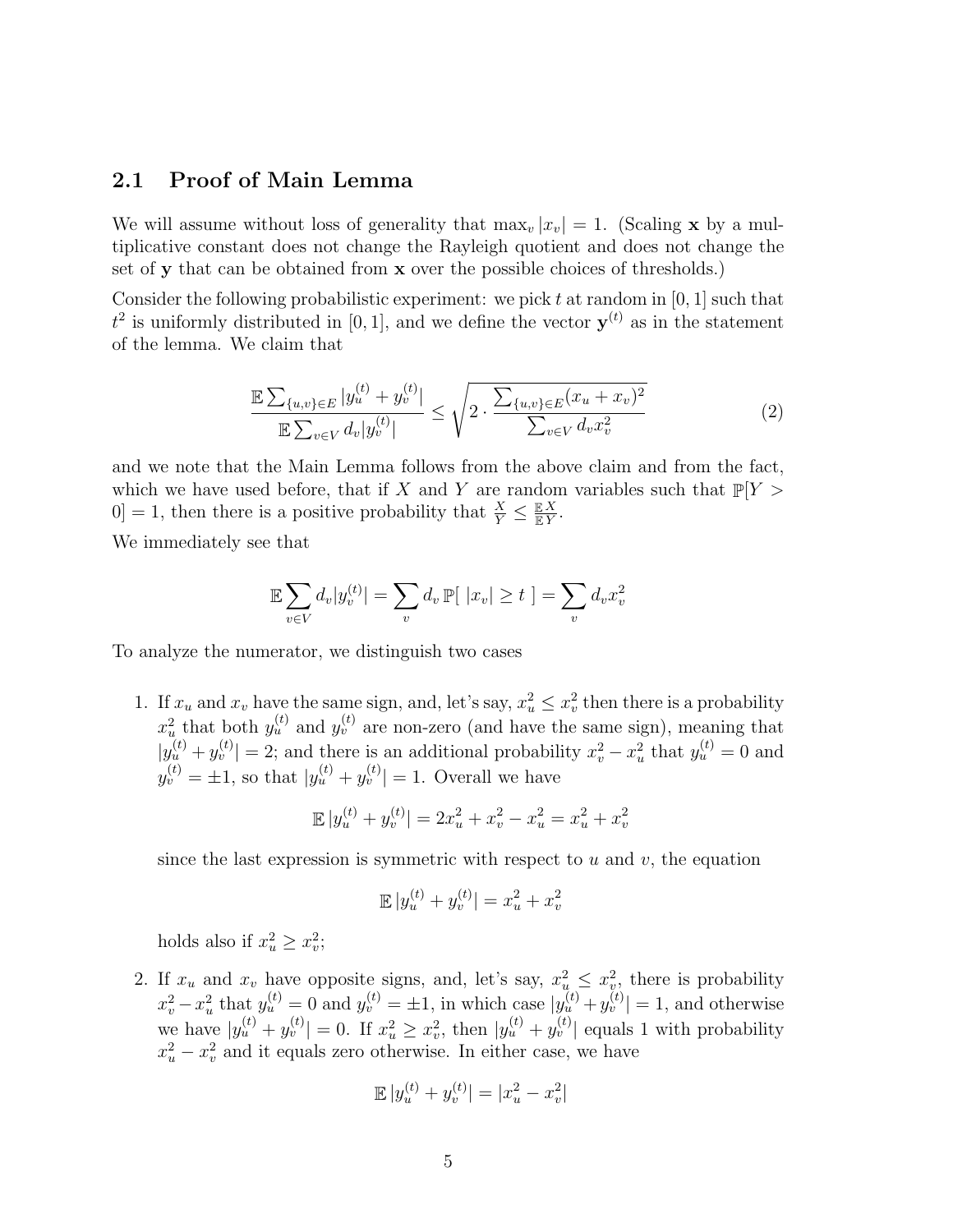## 2.1 Proof of Main Lemma

We will assume without loss of generality that $\max_v |x_v| = 1$. (Scaling $\mathbf{x}$ by a multiplicative constant does not change the Rayleigh quotient and does not change the set of $\mathbf{y}$ that can be obtained from $\mathbf{x}$ over the possible choices of thresholds.)

Consider the following probabilistic experiment: we pick $t$ at random in $[0,1]$ such that $t^2$ is uniformly distributed in $[0,1]$, and we define the vector $\mathbf{y}^{(t)}$ as in the statement of the lemma. We claim that

$$\frac{\mathbb{E}\sum_{\{u,v\}\in E} |y_u^{(t)} + y_v^{(t)}|}{\mathbb{E}\sum_{v\in V} d_v |y_v^{(t)}|} \leq \sqrt{2 \cdot \frac{\sum_{\{u,v\}\in E}(x_u + x_v)^2}{\sum_{v\in V} d_v x_v^2}} \tag{2}$$

and we note that the Main Lemma follows from the above claim and from the fact, which we have used before, that if $X$ and $Y$ are random variables such that $\mathbb{P}[Y > 0] = 1$, then there is a positive probability that $\frac{X}{Y} \leq \frac{\mathbb{E}X}{\mathbb{E}Y}$.

We immediately see that

$$\mathbb{E}\sum_{v\in V} d_v |y_v^{(t)}| = \sum_v d_v \, \mathbb{P}[\ |x_v| \geq t\ ] = \sum_v d_v x_v^2$$

To analyze the numerator, we distinguish two cases

1. If $x_u$ and $x_v$ have the same sign, and, let's say, $x_u^2 \leq x_v^2$ then there is a probability $x_u^2$ that both $y_u^{(t)}$ and $y_v^{(t)}$ are non-zero (and have the same sign), meaning that $|y_u^{(t)} + y_v^{(t)}| = 2$; and there is an additional probability $x_v^2 - x_u^2$ that $y_u^{(t)} = 0$ and $y_v^{(t)} = \pm 1$, so that $|y_u^{(t)} + y_v^{(t)}| = 1$. Overall we have

$$\mathbb{E}\,|y_u^{(t)} + y_v^{(t)}| = 2x_u^2 + x_v^2 - x_u^2 = x_u^2 + x_v^2$$

   since the last expression is symmetric with respect to $u$ and $v$, the equation

$$\mathbb{E}\,|y_u^{(t)} + y_v^{(t)}| = x_u^2 + x_v^2$$

   holds also if $x_u^2 \geq x_v^2$;

2. If $x_u$ and $x_v$ have opposite signs, and, let's say, $x_u^2 \leq x_v^2$, there is probability $x_v^2 - x_u^2$ that $y_u^{(t)} = 0$ and $y_v^{(t)} = \pm 1$, in which case $|y_u^{(t)} + y_v^{(t)}| = 1$, and otherwise we have $|y_u^{(t)} + y_v^{(t)}| = 0$. If $x_u^2 \geq x_v^2$, then $|y_u^{(t)} + y_v^{(t)}|$ equals 1 with probability $x_u^2 - x_v^2$ and it equals zero otherwise. In either case, we have

$$\mathbb{E}\,|y_u^{(t)} + y_v^{(t)}| = |x_u^2 - x_v^2|$$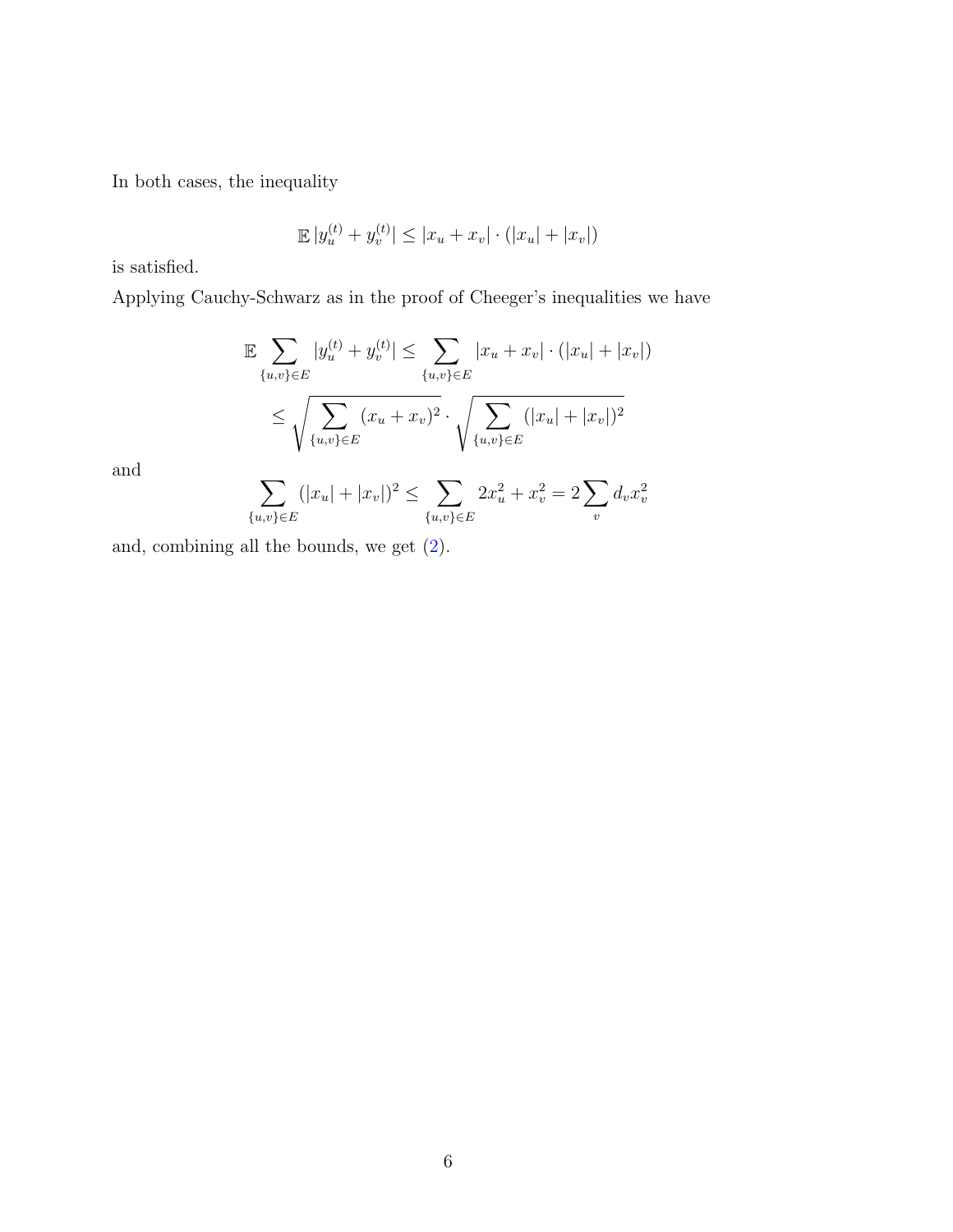In both cases, the inequality

$$\mathbb{E}\,|y_u^{(t)} + y_v^{(t)}| \leq |x_u + x_v| \cdot (|x_u| + |x_v|)$$

is satisfied.

Applying Cauchy-Schwarz as in the proof of Cheeger's inequalities we have

$$\begin{aligned}
\mathbb{E} \sum_{\{u,v\}\in E} |y_u^{(t)} + y_v^{(t)}| &\leq \sum_{\{u,v\}\in E} |x_u + x_v| \cdot (|x_u| + |x_v|) \\
&\leq \sqrt{\sum_{\{u,v\}\in E} (x_u + x_v)^2} \cdot \sqrt{\sum_{\{u,v\}\in E} (|x_u| + |x_v|)^2}
\end{aligned}$$

and

$$\sum_{\{u,v\}\in E} (|x_u| + |x_v|)^2 \leq \sum_{\{u,v\}\in E} 2x_u^2 + x_v^2 = 2\sum_v d_v x_v^2$$

and, combining all the bounds, we get (2).